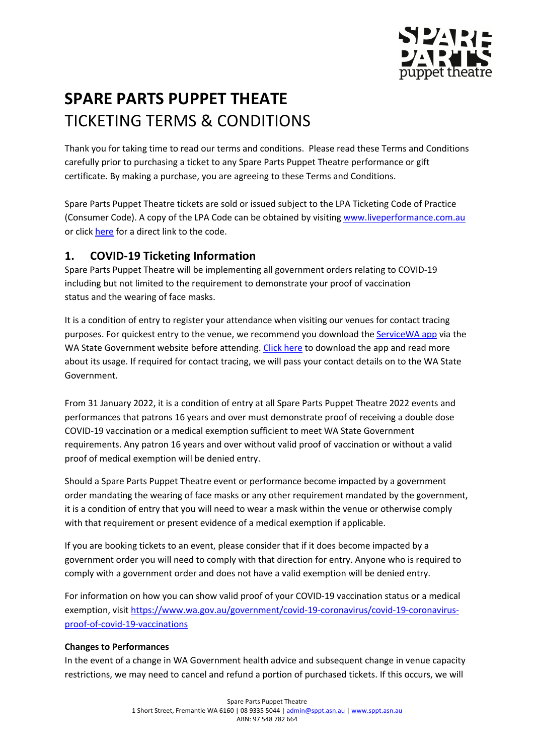# SPARE PARTS PUPPET THEATE
TICKETING TERMS & CONDITIONS

Thank you for taking time to read our terms and conditions. Please read these Terms and Conditions carefully prior to purchasing a ticket to any Spare Parts Puppet Theatre performance or gift certificate. By making a purchase, you are agreeing to these Terms and Conditions.

Spare Parts Puppet Theatre tickets are sold or issued subject to the LPA Ticketing Code of Practice (Consumer Code). A copy of the LPA Code can be obtained by visiting www.liveperformance.com.au or click here for a direct link to the code.

## 1. COVID-19 Ticketing Information

Spare Parts Puppet Theatre will be implementing all government orders relating to COVID-19 including but not limited to the requirement to demonstrate your proof of vaccination status and the wearing of face masks.

It is a condition of entry to register your attendance when visiting our venues for contact tracing purposes. For quickest entry to the venue, we recommend you download the ServiceWA app via the WA State Government website before attending. Click here to download the app and read more about its usage. If required for contact tracing, we will pass your contact details on to the WA State Government.

From 31 January 2022, it is a condition of entry at all Spare Parts Puppet Theatre 2022 events and performances that patrons 16 years and over must demonstrate proof of receiving a double dose COVID-19 vaccination or a medical exemption sufficient to meet WA State Government requirements. Any patron 16 years and over without valid proof of vaccination or without a valid proof of medical exemption will be denied entry.

Should a Spare Parts Puppet Theatre event or performance become impacted by a government order mandating the wearing of face masks or any other requirement mandated by the government, it is a condition of entry that you will need to wear a mask within the venue or otherwise comply with that requirement or present evidence of a medical exemption if applicable.

If you are booking tickets to an event, please consider that if it does become impacted by a government order you will need to comply with that direction for entry. Anyone who is required to comply with a government order and does not have a valid exemption will be denied entry.

For information on how you can show valid proof of your COVID-19 vaccination status or a medical exemption, visit https://www.wa.gov.au/government/covid-19-coronavirus/covid-19-coronavirus-proof-of-covid-19-vaccinations

**Changes to Performances**

In the event of a change in WA Government health advice and subsequent change in venue capacity restrictions, we may need to cancel and refund a portion of purchased tickets. If this occurs, we will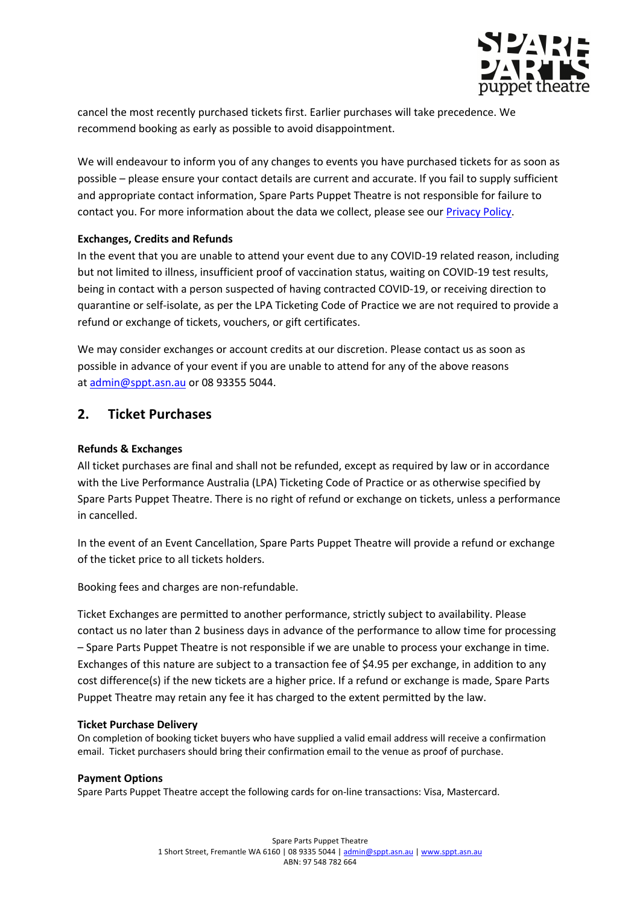cancel the most recently purchased tickets first. Earlier purchases will take precedence. We recommend booking as early as possible to avoid disappointment.

We will endeavour to inform you of any changes to events you have purchased tickets for as soon as possible – please ensure your contact details are current and accurate. If you fail to supply sufficient and appropriate contact information, Spare Parts Puppet Theatre is not responsible for failure to contact you. For more information about the data we collect, please see our [Privacy Policy](#).

**Exchanges, Credits and Refunds**

In the event that you are unable to attend your event due to any COVID-19 related reason, including but not limited to illness, insufficient proof of vaccination status, waiting on COVID-19 test results, being in contact with a person suspected of having contracted COVID-19, or receiving direction to quarantine or self-isolate, as per the LPA Ticketing Code of Practice we are not required to provide a refund or exchange of tickets, vouchers, or gift certificates.

We may consider exchanges or account credits at our discretion. Please contact us as soon as possible in advance of your event if you are unable to attend for any of the above reasons at admin@sppt.asn.au or 08 93355 5044.

## 2. Ticket Purchases

**Refunds & Exchanges**

All ticket purchases are final and shall not be refunded, except as required by law or in accordance with the Live Performance Australia (LPA) Ticketing Code of Practice or as otherwise specified by Spare Parts Puppet Theatre. There is no right of refund or exchange on tickets, unless a performance in cancelled.

In the event of an Event Cancellation, Spare Parts Puppet Theatre will provide a refund or exchange of the ticket price to all tickets holders.

Booking fees and charges are non-refundable.

Ticket Exchanges are permitted to another performance, strictly subject to availability. Please contact us no later than 2 business days in advance of the performance to allow time for processing – Spare Parts Puppet Theatre is not responsible if we are unable to process your exchange in time. Exchanges of this nature are subject to a transaction fee of $4.95 per exchange, in addition to any cost difference(s) if the new tickets are a higher price. If a refund or exchange is made, Spare Parts Puppet Theatre may retain any fee it has charged to the extent permitted by the law.

**Ticket Purchase Delivery**

On completion of booking ticket buyers who have supplied a valid email address will receive a confirmation email. Ticket purchasers should bring their confirmation email to the venue as proof of purchase.

**Payment Options**

Spare Parts Puppet Theatre accept the following cards for on-line transactions: Visa, Mastercard.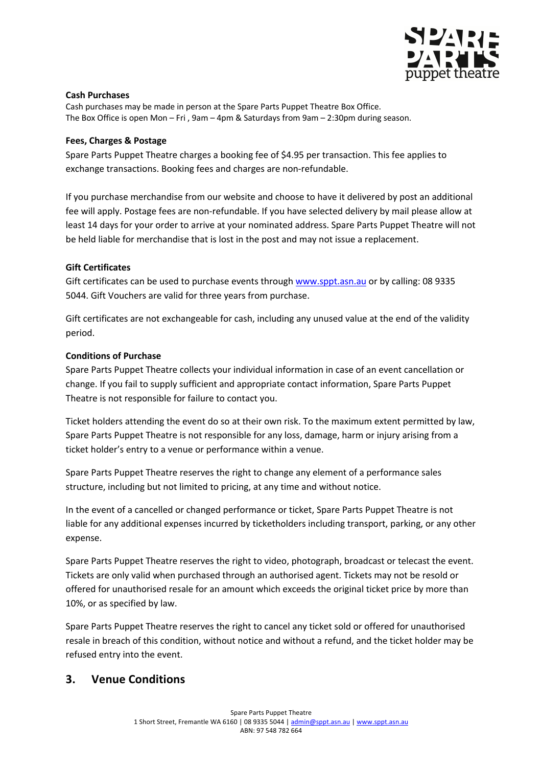**Cash Purchases**

Cash purchases may be made in person at the Spare Parts Puppet Theatre Box Office.
The Box Office is open Mon – Fri , 9am – 4pm & Saturdays from 9am – 2:30pm during season.

**Fees, Charges & Postage**

Spare Parts Puppet Theatre charges a booking fee of $4.95 per transaction. This fee applies to exchange transactions. Booking fees and charges are non-refundable.

If you purchase merchandise from our website and choose to have it delivered by post an additional fee will apply. Postage fees are non-refundable. If you have selected delivery by mail please allow at least 14 days for your order to arrive at your nominated address. Spare Parts Puppet Theatre will not be held liable for merchandise that is lost in the post and may not issue a replacement.

**Gift Certificates**

Gift certificates can be used to purchase events through [www.sppt.asn.au](http://www.sppt.asn.au) or by calling: 08 9335 5044. Gift Vouchers are valid for three years from purchase.

Gift certificates are not exchangeable for cash, including any unused value at the end of the validity period.

**Conditions of Purchase**

Spare Parts Puppet Theatre collects your individual information in case of an event cancellation or change. If you fail to supply sufficient and appropriate contact information, Spare Parts Puppet Theatre is not responsible for failure to contact you.

Ticket holders attending the event do so at their own risk. To the maximum extent permitted by law, Spare Parts Puppet Theatre is not responsible for any loss, damage, harm or injury arising from a ticket holder's entry to a venue or performance within a venue.

Spare Parts Puppet Theatre reserves the right to change any element of a performance sales structure, including but not limited to pricing, at any time and without notice.

In the event of a cancelled or changed performance or ticket, Spare Parts Puppet Theatre is not liable for any additional expenses incurred by ticketholders including transport, parking, or any other expense.

Spare Parts Puppet Theatre reserves the right to video, photograph, broadcast or telecast the event. Tickets are only valid when purchased through an authorised agent. Tickets may not be resold or offered for unauthorised resale for an amount which exceeds the original ticket price by more than 10%, or as specified by law.

Spare Parts Puppet Theatre reserves the right to cancel any ticket sold or offered for unauthorised resale in breach of this condition, without notice and without a refund, and the ticket holder may be refused entry into the event.

## 3. Venue Conditions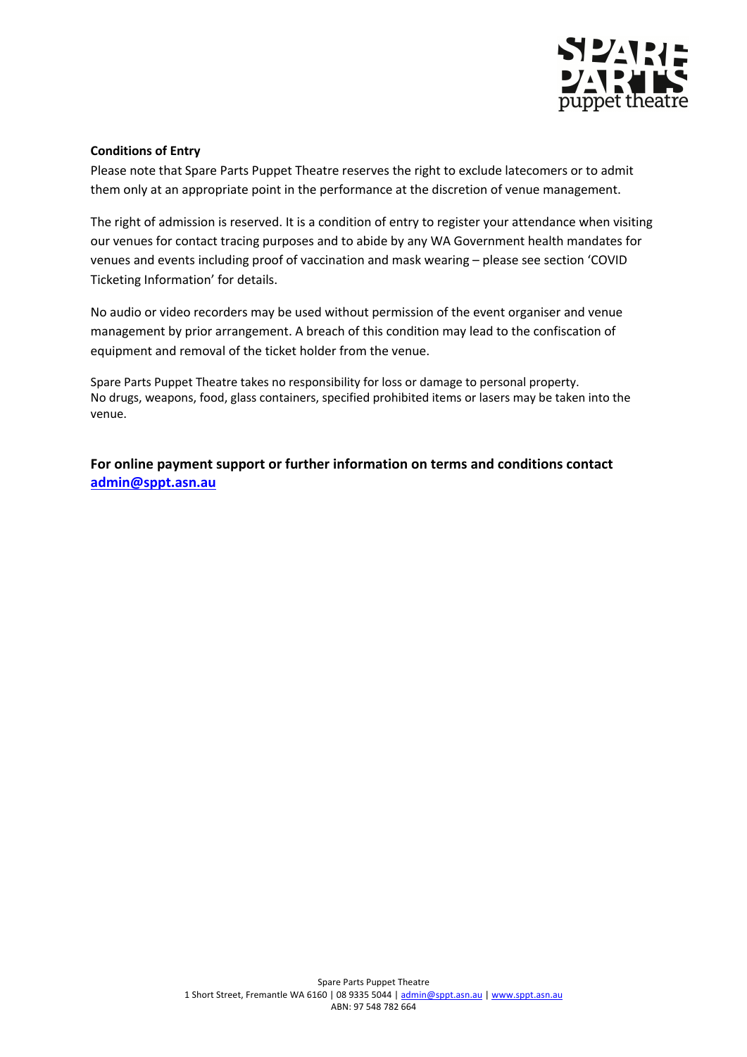**Conditions of Entry**

Please note that Spare Parts Puppet Theatre reserves the right to exclude latecomers or to admit them only at an appropriate point in the performance at the discretion of venue management.

The right of admission is reserved. It is a condition of entry to register your attendance when visiting our venues for contact tracing purposes and to abide by any WA Government health mandates for venues and events including proof of vaccination and mask wearing – please see section 'COVID Ticketing Information' for details.

No audio or video recorders may be used without permission of the event organiser and venue management by prior arrangement. A breach of this condition may lead to the confiscation of equipment and removal of the ticket holder from the venue.

Spare Parts Puppet Theatre takes no responsibility for loss or damage to personal property.
No drugs, weapons, food, glass containers, specified prohibited items or lasers may be taken into the venue.

**For online payment support or further information on terms and conditions contact [admin@sppt.asn.au](mailto:admin@sppt.asn.au)**

Spare Parts Puppet Theatre
1 Short Street, Fremantle WA 6160 | 08 9335 5044 | admin@sppt.asn.au | www.sppt.asn.au
ABN: 97 548 782 664